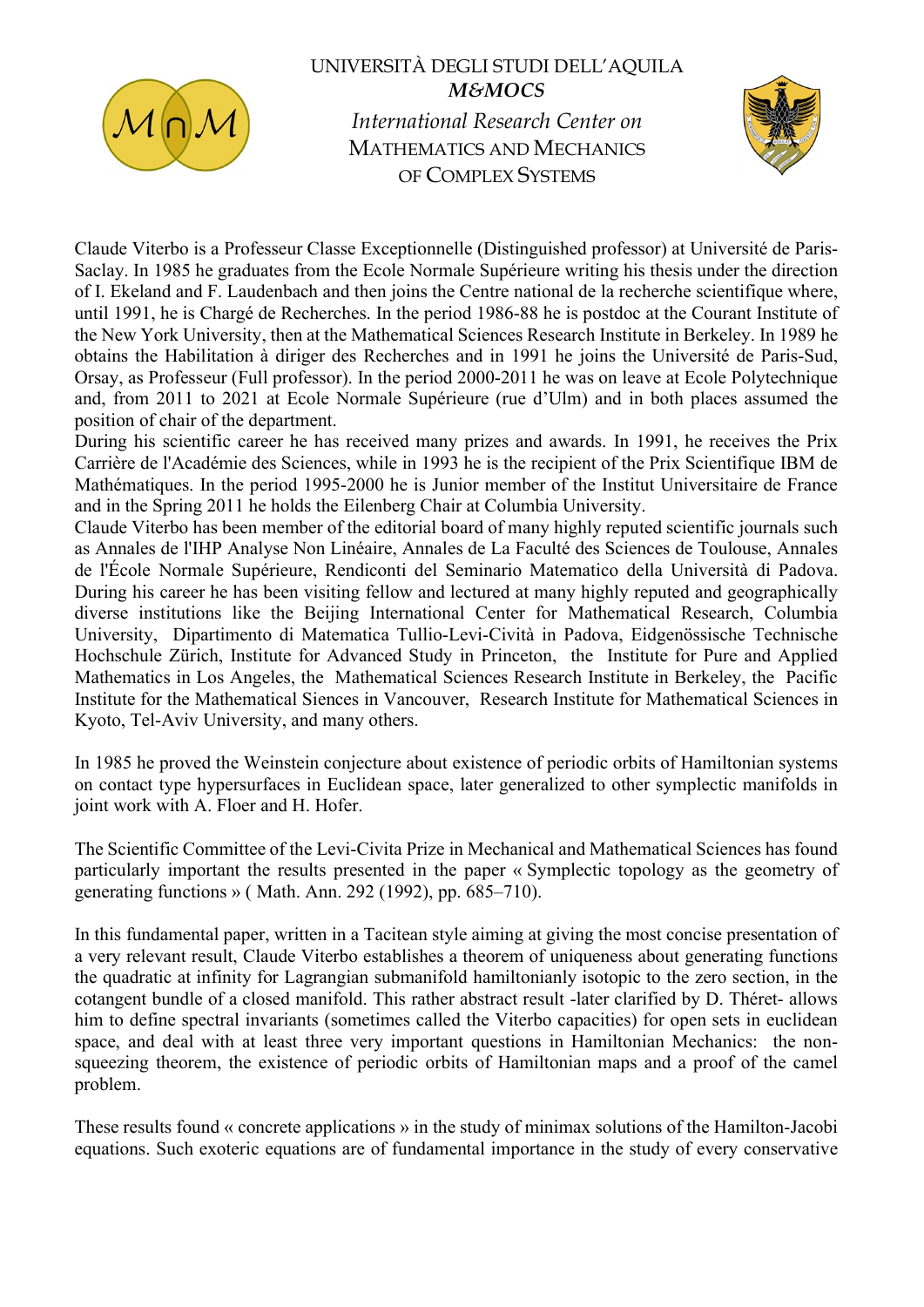UNIVERSITÀ DEGLI STUDI DELL'AQUILA
***M&MOCS***
*International Research Center on*
MATHEMATICS AND MECHANICS
OF COMPLEX SYSTEMS

Claude Viterbo is a Professeur Classe Exceptionnelle (Distinguished professor) at Université de Paris-Saclay. In 1985 he graduates from the Ecole Normale Supérieure writing his thesis under the direction of I. Ekeland and F. Laudenbach and then joins the Centre national de la recherche scientifique where, until 1991, he is Chargé de Recherches. In the period 1986-88 he is postdoc at the Courant Institute of the New York University, then at the Mathematical Sciences Research Institute in Berkeley. In 1989 he obtains the Habilitation à diriger des Recherches and in 1991 he joins the Université de Paris-Sud, Orsay, as Professeur (Full professor). In the period 2000-2011 he was on leave at Ecole Polytechnique and, from 2011 to 2021 at Ecole Normale Supérieure (rue d'Ulm) and in both places assumed the position of chair of the department.
During his scientific career he has received many prizes and awards. In 1991, he receives the Prix Carrière de l'Académie des Sciences, while in 1993 he is the recipient of the Prix Scientifique IBM de Mathématiques. In the period 1995-2000 he is Junior member of the Institut Universitaire de France and in the Spring 2011 he holds the Eilenberg Chair at Columbia University.
Claude Viterbo has been member of the editorial board of many highly reputed scientific journals such as Annales de l'IHP Analyse Non Linéaire, Annales de La Faculté des Sciences de Toulouse, Annales de l'École Normale Supérieure, Rendiconti del Seminario Matematico della Università di Padova. During his career he has been visiting fellow and lectured at many highly reputed and geographically diverse institutions like the Beijing International Center for Mathematical Research, Columbia University, Dipartimento di Matematica Tullio-Levi-Cività in Padova, Eidgenössische Technische Hochschule Zürich, Institute for Advanced Study in Princeton, the Institute for Pure and Applied Mathematics in Los Angeles, the Mathematical Sciences Research Institute in Berkeley, the Pacific Institute for the Mathematical Siences in Vancouver, Research Institute for Mathematical Sciences in Kyoto, Tel-Aviv University, and many others.

In 1985 he proved the Weinstein conjecture about existence of periodic orbits of Hamiltonian systems on contact type hypersurfaces in Euclidean space, later generalized to other symplectic manifolds in joint work with A. Floer and H. Hofer.

The Scientific Committee of the Levi-Civita Prize in Mechanical and Mathematical Sciences has found particularly important the results presented in the paper « Symplectic topology as the geometry of generating functions » ( Math. Ann. 292 (1992), pp. 685–710).

In this fundamental paper, written in a Tacitean style aiming at giving the most concise presentation of a very relevant result, Claude Viterbo establishes a theorem of uniqueness about generating functions the quadratic at infinity for Lagrangian submanifold hamiltonianly isotopic to the zero section, in the cotangent bundle of a closed manifold. This rather abstract result -later clarified by D. Théret- allows him to define spectral invariants (sometimes called the Viterbo capacities) for open sets in euclidean space, and deal with at least three very important questions in Hamiltonian Mechanics: the non-squeezing theorem, the existence of periodic orbits of Hamiltonian maps and a proof of the camel problem.

These results found « concrete applications » in the study of minimax solutions of the Hamilton-Jacobi equations. Such exoteric equations are of fundamental importance in the study of every conservative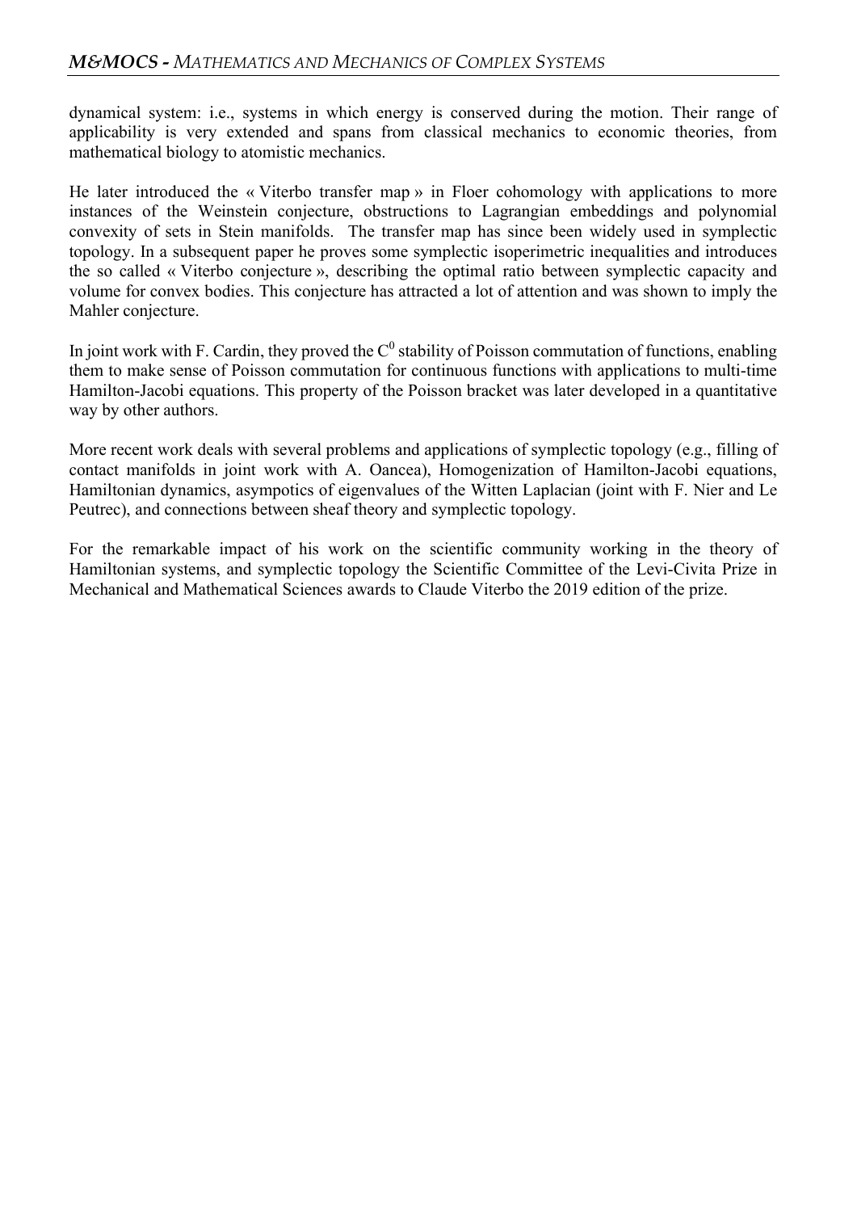dynamical system: i.e., systems in which energy is conserved during the motion. Their range of applicability is very extended and spans from classical mechanics to economic theories, from mathematical biology to atomistic mechanics.

He later introduced the « Viterbo transfer map » in Floer cohomology with applications to more instances of the Weinstein conjecture, obstructions to Lagrangian embeddings and polynomial convexity of sets in Stein manifolds. The transfer map has since been widely used in symplectic topology. In a subsequent paper he proves some symplectic isoperimetric inequalities and introduces the so called « Viterbo conjecture », describing the optimal ratio between symplectic capacity and volume for convex bodies. This conjecture has attracted a lot of attention and was shown to imply the Mahler conjecture.

In joint work with F. Cardin, they proved the $C^0$ stability of Poisson commutation of functions, enabling them to make sense of Poisson commutation for continuous functions with applications to multi-time Hamilton-Jacobi equations. This property of the Poisson bracket was later developed in a quantitative way by other authors.

More recent work deals with several problems and applications of symplectic topology (e.g., filling of contact manifolds in joint work with A. Oancea), Homogenization of Hamilton-Jacobi equations, Hamiltonian dynamics, asympotics of eigenvalues of the Witten Laplacian (joint with F. Nier and Le Peutrec), and connections between sheaf theory and symplectic topology.

For the remarkable impact of his work on the scientific community working in the theory of Hamiltonian systems, and symplectic topology the Scientific Committee of the Levi-Civita Prize in Mechanical and Mathematical Sciences awards to Claude Viterbo the 2019 edition of the prize.